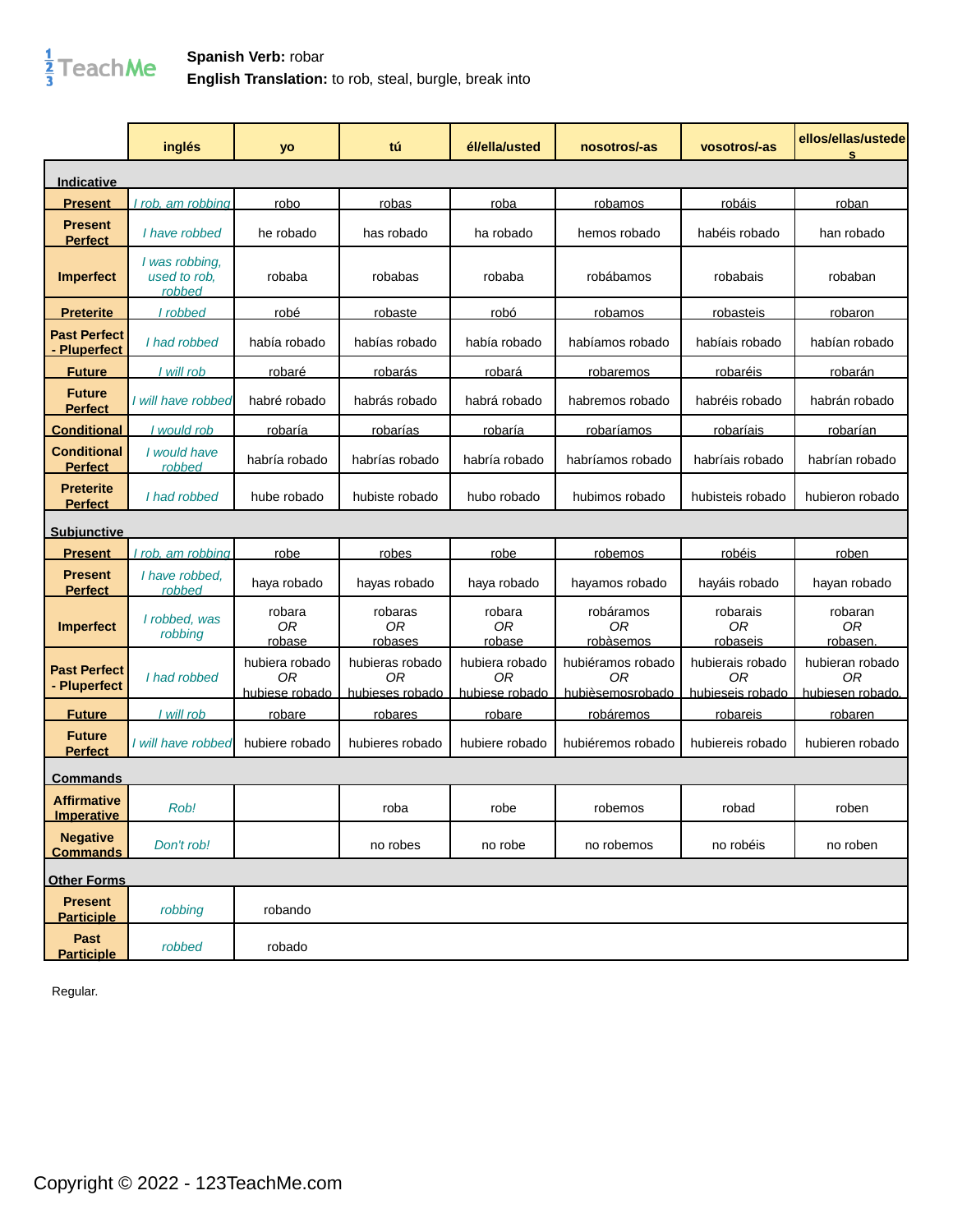**Spanish Verb:** robar
**English Translation:** to rob, steal, burgle, break into

| | inglés | yo | tú | él/ella/usted | nosotros/-as | vosotros/-as | ellos/ellas/ustedes |
|---|---|---|---|---|---|---|---|
| **Indicative** | | | | | | | |
| **Present** | *I rob, am robbing* | robo | robas | roba | robamos | robáis | roban |
| **Present Perfect** | *I have robbed* | he robado | has robado | ha robado | hemos robado | habéis robado | han robado |
| **Imperfect** | *I was robbing, used to rob, robbed* | robaba | robabas | robaba | robábamos | robabais | robaban |
| **Preterite** | *I robbed* | robé | robaste | robó | robamos | robasteis | robaron |
| **Past Perfect - Pluperfect** | *I had robbed* | había robado | habías robado | había robado | habíamos robado | habíais robado | habían robado |
| **Future** | *I will rob* | robaré | robarás | robará | robaremos | robaréis | robarán |
| **Future Perfect** | *I will have robbed* | habré robado | habrás robado | habrá robado | habremos robado | habréis robado | habrán robado |
| **Conditional** | *I would rob* | robaría | robarías | robaría | robaríamos | robaríais | robarían |
| **Conditional Perfect** | *I would have robbed* | habría robado | habrías robado | habría robado | habríamos robado | habríais robado | habrían robado |
| **Preterite Perfect** | *I had robbed* | hube robado | hubiste robado | hubo robado | hubimos robado | hubisteis robado | hubieron robado |
| **Subjunctive** | | | | | | | |
| **Present** | *I rob, am robbing* | robe | robes | robe | robemos | robéis | roben |
| **Present Perfect** | *I have robbed, robbed* | haya robado | hayas robado | haya robado | hayamos robado | hayáis robado | hayan robado |
| **Imperfect** | *I robbed, was robbing* | robara *OR* robase | robaras *OR* robases | robara *OR* robase | robáramos *OR* robàsemos | robarais *OR* robaseis | robaran *OR* robasen. |
| **Past Perfect - Pluperfect** | *I had robbed* | hubiera robado *OR* hubiese robado | hubieras robado *OR* hubieses robado | hubiera robado *OR* hubiese robado | hubiéramos robado *OR* hubièsemosrobado | hubierais robado *OR* hubieseis robado | hubieran robado *OR* hubiesen robado. |
| **Future** | *I will rob* | robare | robares | robare | robáremos | robareis | robaren |
| **Future Perfect** | *I will have robbed* | hubiere robado | hubieres robado | hubiere robado | hubiéremos robado | hubiereis robado | hubieren robado |
| **Commands** | | | | | | | |
| **Affirmative Imperative** | *Rob!* | | roba | robe | robemos | robad | roben |
| **Negative Commands** | *Don't rob!* | | no robes | no robe | no robemos | no robéis | no roben |
| **Other Forms** | | | | | | | |
| **Present Participle** | *robbing* | robando | | | | | |
| **Past Participle** | *robbed* | robado | | | | | |

Regular.

Copyright © 2022 - 123TeachMe.com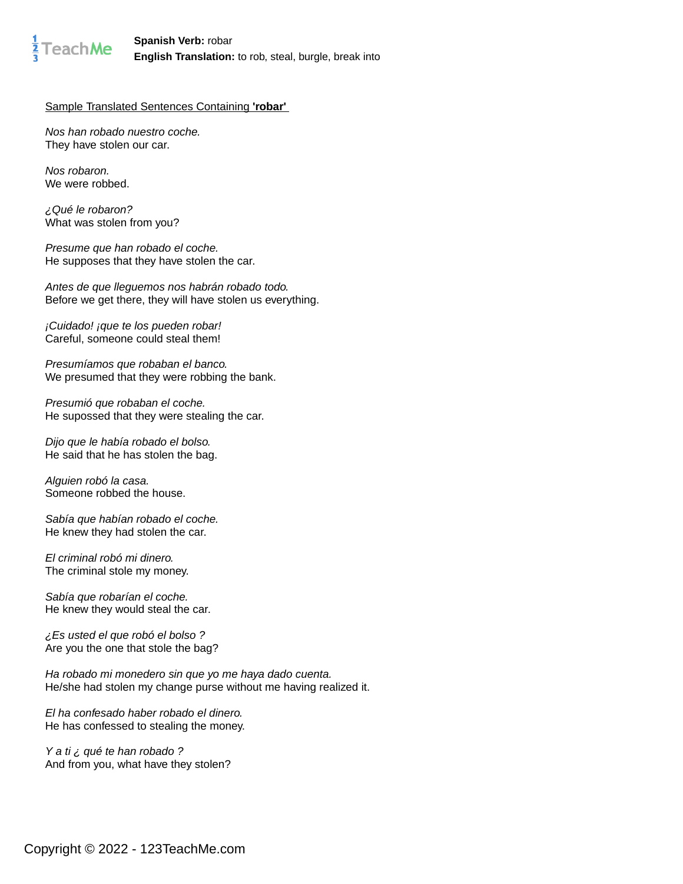**Spanish Verb:** robar
**English Translation:** to rob, steal, burgle, break into

Sample Translated Sentences Containing **'robar'**

*Nos han robado nuestro coche.*
They have stolen our car.

*Nos robaron.*
We were robbed.

*¿Qué le robaron?*
What was stolen from you?

*Presume que han robado el coche.*
He supposes that they have stolen the car.

*Antes de que lleguemos nos habrán robado todo.*
Before we get there, they will have stolen us everything.

*¡Cuidado! ¡que te los pueden robar!*
Careful, someone could steal them!

*Presumíamos que robaban el banco.*
We presumed that they were robbing the bank.

*Presumió que robaban el coche.*
He supossed that they were stealing the car.

*Dijo que le había robado el bolso.*
He said that he has stolen the bag.

*Alguien robó la casa.*
Someone robbed the house.

*Sabía que habían robado el coche.*
He knew they had stolen the car.

*El criminal robó mi dinero.*
The criminal stole my money.

*Sabía que robarían el coche.*
He knew they would steal the car.

*¿Es usted el que robó el bolso ?*
Are you the one that stole the bag?

*Ha robado mi monedero sin que yo me haya dado cuenta.*
He/she had stolen my change purse without me having realized it.

*El ha confesado haber robado el dinero.*
He has confessed to stealing the money.

*Y a ti ¿ qué te han robado ?*
And from you, what have they stolen?

Copyright © 2022 - 123TeachMe.com